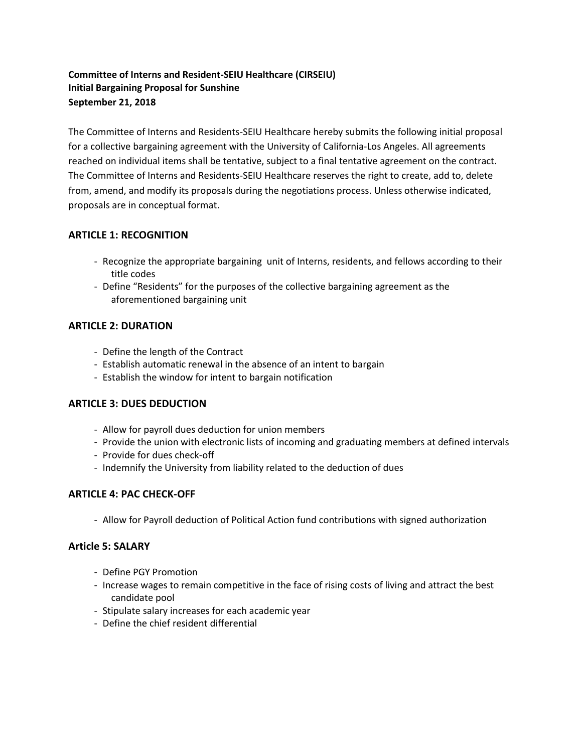**Committee of Interns and Resident-SEIU Healthcare (CIRSEIU)**
**Initial Bargaining Proposal for Sunshine**
**September 21, 2018**

The Committee of Interns and Residents-SEIU Healthcare hereby submits the following initial proposal for a collective bargaining agreement with the University of California-Los Angeles. All agreements reached on individual items shall be tentative, subject to a final tentative agreement on the contract. The Committee of Interns and Residents-SEIU Healthcare reserves the right to create, add to, delete from, amend, and modify its proposals during the negotiations process. Unless otherwise indicated, proposals are in conceptual format.

## ARTICLE 1: RECOGNITION

- Recognize the appropriate bargaining unit of Interns, residents, and fellows according to their title codes
- Define "Residents" for the purposes of the collective bargaining agreement as the aforementioned bargaining unit

## ARTICLE 2: DURATION

- Define the length of the Contract
- Establish automatic renewal in the absence of an intent to bargain
- Establish the window for intent to bargain notification

## ARTICLE 3: DUES DEDUCTION

- Allow for payroll dues deduction for union members
- Provide the union with electronic lists of incoming and graduating members at defined intervals
- Provide for dues check-off
- Indemnify the University from liability related to the deduction of dues

## ARTICLE 4: PAC CHECK-OFF

- Allow for Payroll deduction of Political Action fund contributions with signed authorization

## Article 5: SALARY

- Define PGY Promotion
- Increase wages to remain competitive in the face of rising costs of living and attract the best candidate pool
- Stipulate salary increases for each academic year
- Define the chief resident differential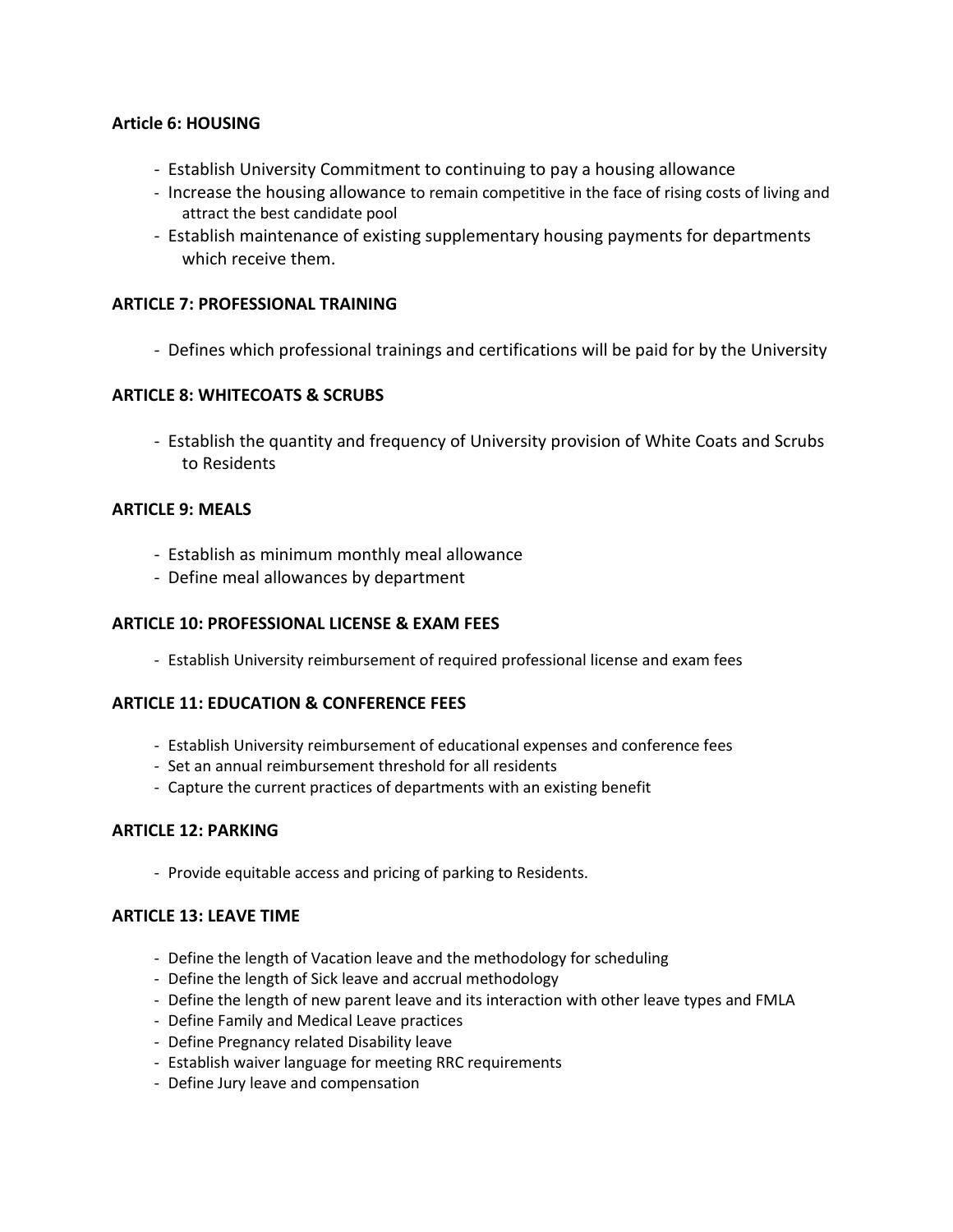**Article 6: HOUSING**

- Establish University Commitment to continuing to pay a housing allowance
- Increase the housing allowance to remain competitive in the face of rising costs of living and attract the best candidate pool
- Establish maintenance of existing supplementary housing payments for departments which receive them.

**ARTICLE 7: PROFESSIONAL TRAINING**

- Defines which professional trainings and certifications will be paid for by the University

**ARTICLE 8: WHITECOATS & SCRUBS**

- Establish the quantity and frequency of University provision of White Coats and Scrubs to Residents

**ARTICLE 9: MEALS**

- Establish as minimum monthly meal allowance
- Define meal allowances by department

**ARTICLE 10: PROFESSIONAL LICENSE & EXAM FEES**

- Establish University reimbursement of required professional license and exam fees

**ARTICLE 11: EDUCATION & CONFERENCE FEES**

- Establish University reimbursement of educational expenses and conference fees
- Set an annual reimbursement threshold for all residents
- Capture the current practices of departments with an existing benefit

**ARTICLE 12: PARKING**

- Provide equitable access and pricing of parking to Residents.

**ARTICLE 13: LEAVE TIME**

- Define the length of Vacation leave and the methodology for scheduling
- Define the length of Sick leave and accrual methodology
- Define the length of new parent leave and its interaction with other leave types and FMLA
- Define Family and Medical Leave practices
- Define Pregnancy related Disability leave
- Establish waiver language for meeting RRC requirements
- Define Jury leave and compensation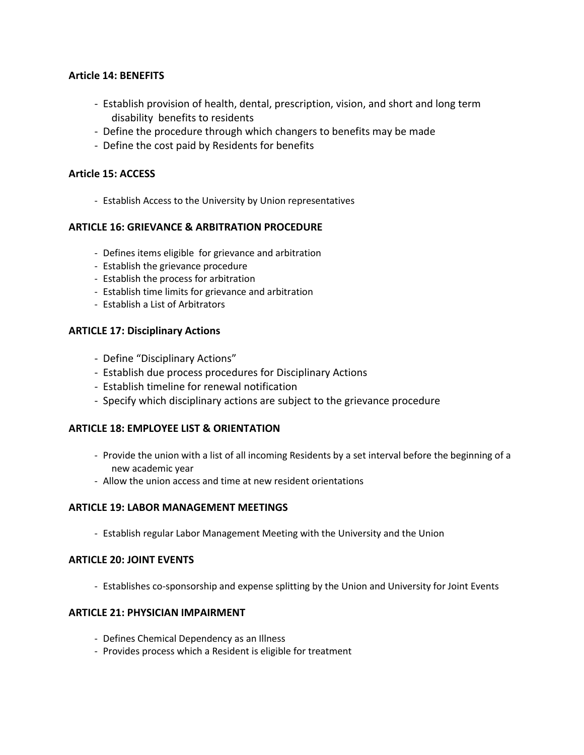**Article 14: BENEFITS**

- Establish provision of health, dental, prescription, vision, and short and long term disability benefits to residents
- Define the procedure through which changers to benefits may be made
- Define the cost paid by Residents for benefits

**Article 15: ACCESS**

- Establish Access to the University by Union representatives

**ARTICLE 16: GRIEVANCE & ARBITRATION PROCEDURE**

- Defines items eligible for grievance and arbitration
- Establish the grievance procedure
- Establish the process for arbitration
- Establish time limits for grievance and arbitration
- Establish a List of Arbitrators

**ARTICLE 17: Disciplinary Actions**

- Define "Disciplinary Actions"
- Establish due process procedures for Disciplinary Actions
- Establish timeline for renewal notification
- Specify which disciplinary actions are subject to the grievance procedure

**ARTICLE 18: EMPLOYEE LIST & ORIENTATION**

- Provide the union with a list of all incoming Residents by a set interval before the beginning of a new academic year
- Allow the union access and time at new resident orientations

**ARTICLE 19: LABOR MANAGEMENT MEETINGS**

- Establish regular Labor Management Meeting with the University and the Union

**ARTICLE 20: JOINT EVENTS**

- Establishes co-sponsorship and expense splitting by the Union and University for Joint Events

**ARTICLE 21: PHYSICIAN IMPAIRMENT**

- Defines Chemical Dependency as an Illness
- Provides process which a Resident is eligible for treatment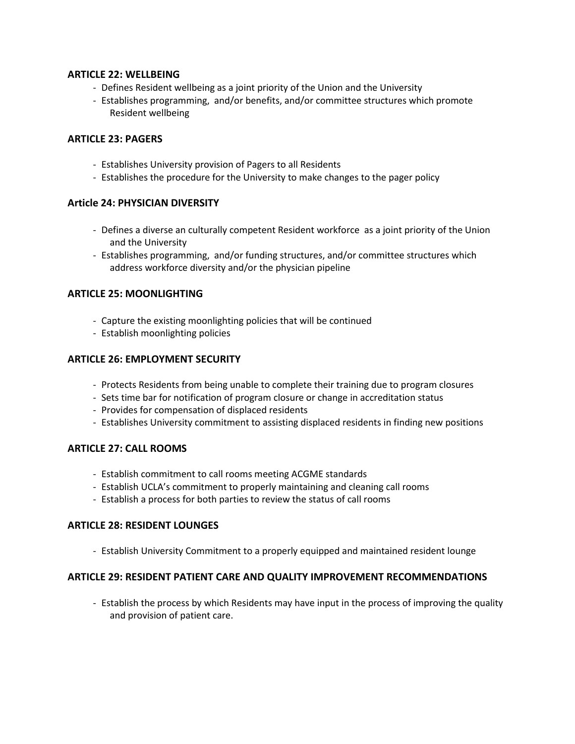### ARTICLE 22: WELLBEING

- Defines Resident wellbeing as a joint priority of the Union and the University
- Establishes programming, and/or benefits, and/or committee structures which promote Resident wellbeing

### ARTICLE 23: PAGERS

- Establishes University provision of Pagers to all Residents
- Establishes the procedure for the University to make changes to the pager policy

### Article 24: PHYSICIAN DIVERSITY

- Defines a diverse an culturally competent Resident workforce as a joint priority of the Union and the University
- Establishes programming, and/or funding structures, and/or committee structures which address workforce diversity and/or the physician pipeline

### ARTICLE 25: MOONLIGHTING

- Capture the existing moonlighting policies that will be continued
- Establish moonlighting policies

### ARTICLE 26: EMPLOYMENT SECURITY

- Protects Residents from being unable to complete their training due to program closures
- Sets time bar for notification of program closure or change in accreditation status
- Provides for compensation of displaced residents
- Establishes University commitment to assisting displaced residents in finding new positions

### ARTICLE 27: CALL ROOMS

- Establish commitment to call rooms meeting ACGME standards
- Establish UCLA's commitment to properly maintaining and cleaning call rooms
- Establish a process for both parties to review the status of call rooms

### ARTICLE 28: RESIDENT LOUNGES

- Establish University Commitment to a properly equipped and maintained resident lounge

### ARTICLE 29: RESIDENT PATIENT CARE AND QUALITY IMPROVEMENT RECOMMENDATIONS

- Establish the process by which Residents may have input in the process of improving the quality and provision of patient care.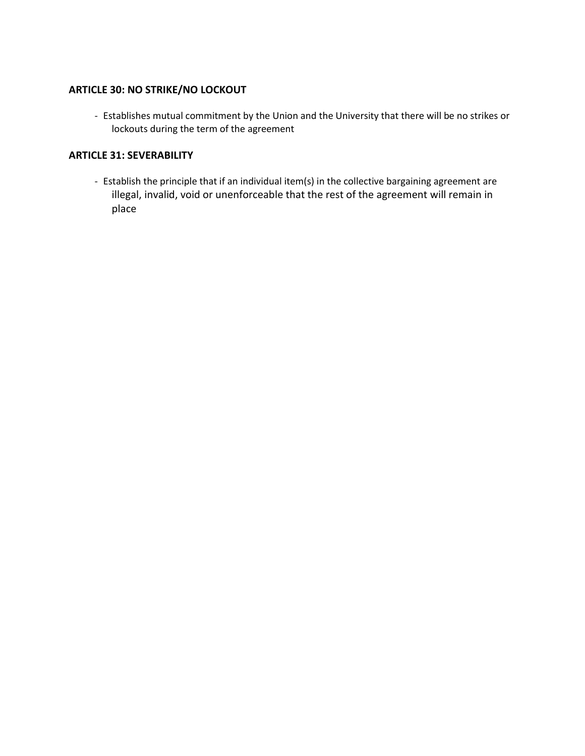### ARTICLE 30: NO STRIKE/NO LOCKOUT

- Establishes mutual commitment by the Union and the University that there will be no strikes or lockouts during the term of the agreement

### ARTICLE 31: SEVERABILITY

- Establish the principle that if an individual item(s) in the collective bargaining agreement are illegal, invalid, void or unenforceable that the rest of the agreement will remain in place